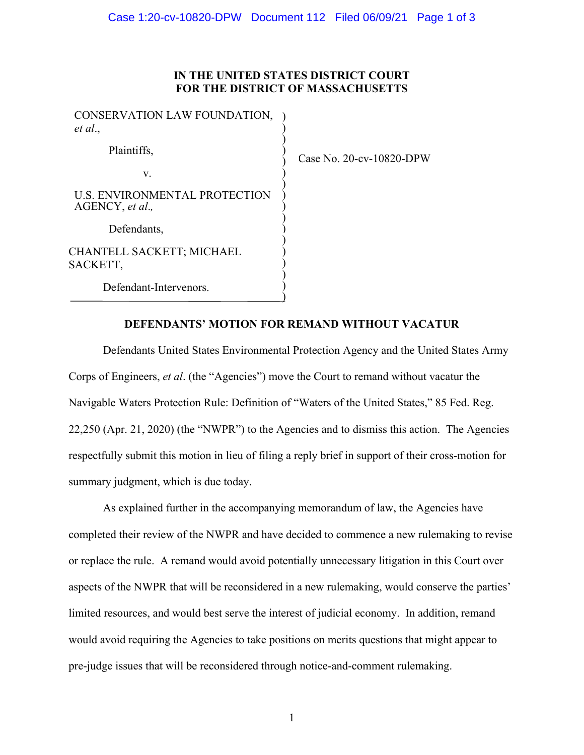**IN THE UNITED STATES DISTRICT COURT**
**FOR THE DISTRICT OF MASSACHUSETTS**

| | |
|---|---|
| CONSERVATION LAW FOUNDATION, *et al*.,<br><br>Plaintiffs,<br><br>v.<br><br>U.S. ENVIRONMENTAL PROTECTION AGENCY, *et al*.,<br><br>Defendants,<br><br>CHANTELL SACKETT; MICHAEL SACKETT,<br><br>Defendant-Intervenors. | Case No. 20-cv-10820-DPW |

**DEFENDANTS' MOTION FOR REMAND WITHOUT VACATUR**

Defendants United States Environmental Protection Agency and the United States Army Corps of Engineers, *et al*. (the "Agencies") move the Court to remand without vacatur the Navigable Waters Protection Rule: Definition of "Waters of the United States," 85 Fed. Reg. 22,250 (Apr. 21, 2020) (the "NWPR") to the Agencies and to dismiss this action. The Agencies respectfully submit this motion in lieu of filing a reply brief in support of their cross-motion for summary judgment, which is due today.

As explained further in the accompanying memorandum of law, the Agencies have completed their review of the NWPR and have decided to commence a new rulemaking to revise or replace the rule. A remand would avoid potentially unnecessary litigation in this Court over aspects of the NWPR that will be reconsidered in a new rulemaking, would conserve the parties' limited resources, and would best serve the interest of judicial economy. In addition, remand would avoid requiring the Agencies to take positions on merits questions that might appear to pre-judge issues that will be reconsidered through notice-and-comment rulemaking.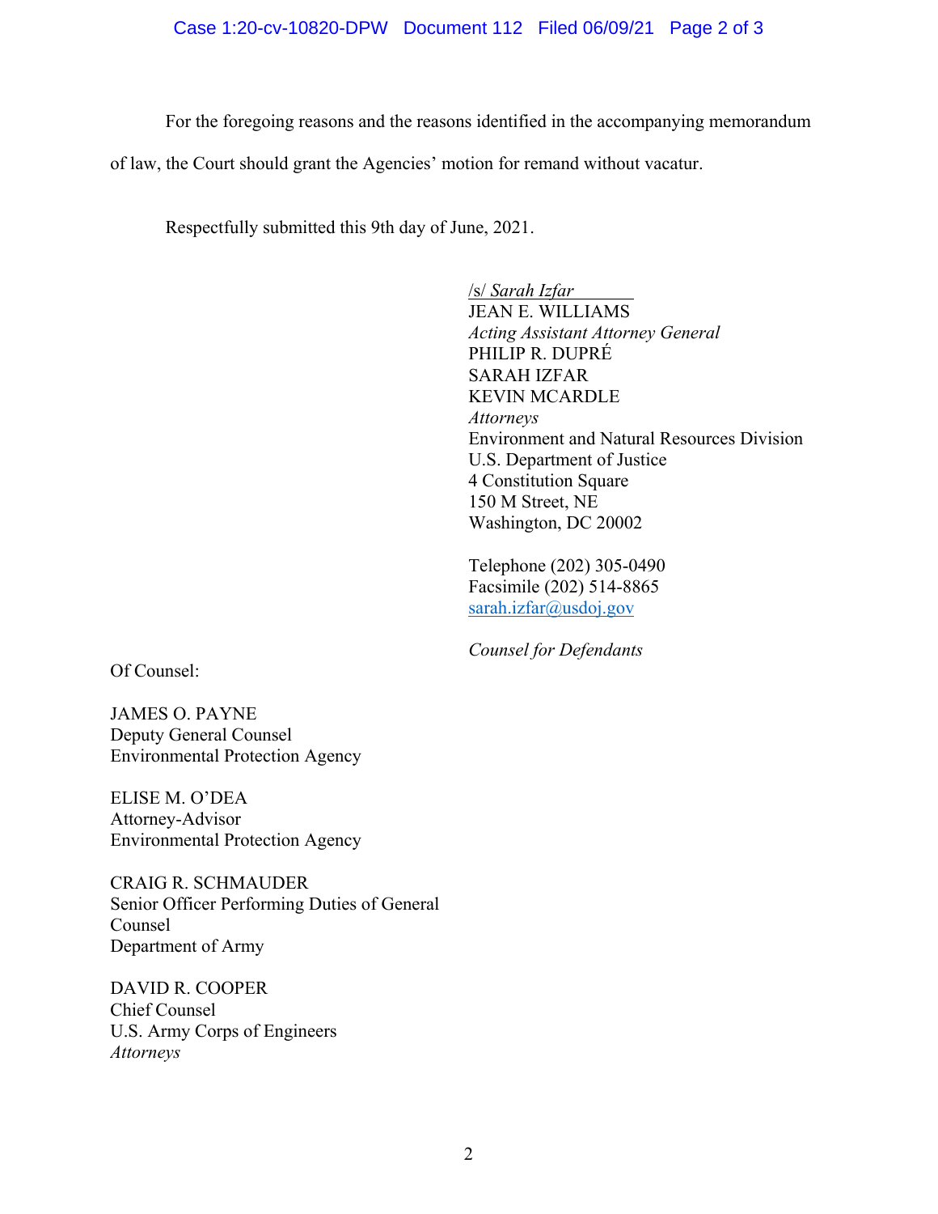For the foregoing reasons and the reasons identified in the accompanying memorandum of law, the Court should grant the Agencies' motion for remand without vacatur.

Respectfully submitted this 9th day of June, 2021.

/s/ *Sarah Izfar*
JEAN E. WILLIAMS
*Acting Assistant Attorney General*
PHILIP R. DUPRÉ
SARAH IZFAR
KEVIN MCARDLE
*Attorneys*
Environment and Natural Resources Division
U.S. Department of Justice
4 Constitution Square
150 M Street, NE
Washington, DC 20002

Telephone (202) 305-0490
Facsimile (202) 514-8865
sarah.izfar@usdoj.gov

*Counsel for Defendants*

Of Counsel:

JAMES O. PAYNE
Deputy General Counsel
Environmental Protection Agency

ELISE M. O'DEA
Attorney-Advisor
Environmental Protection Agency

CRAIG R. SCHMAUDER
Senior Officer Performing Duties of General Counsel
Department of Army

DAVID R. COOPER
Chief Counsel
U.S. Army Corps of Engineers
*Attorneys*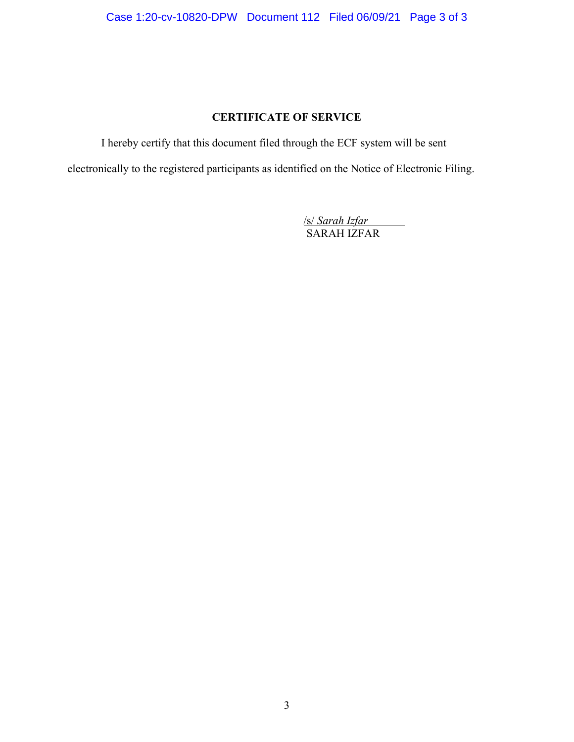**CERTIFICATE OF SERVICE**

I hereby certify that this document filed through the ECF system will be sent electronically to the registered participants as identified on the Notice of Electronic Filing.

/s/ *Sarah Izfar*
SARAH IZFAR